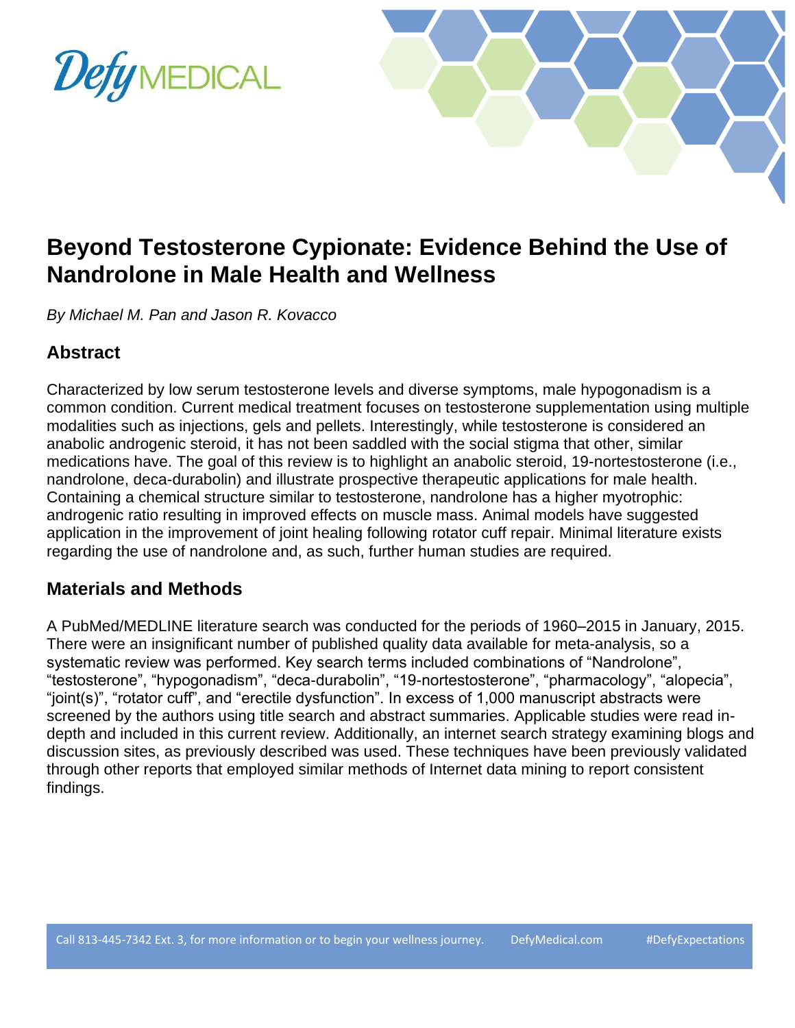# Beyond Testosterone Cypionate: Evidence Behind the Use of Nandrolone in Male Health and Wellness

*By Michael M. Pan and Jason R. Kovacco*

## Abstract

Characterized by low serum testosterone levels and diverse symptoms, male hypogonadism is a common condition. Current medical treatment focuses on testosterone supplementation using multiple modalities such as injections, gels and pellets. Interestingly, while testosterone is considered an anabolic androgenic steroid, it has not been saddled with the social stigma that other, similar medications have. The goal of this review is to highlight an anabolic steroid, 19-nortestosterone (i.e., nandrolone, deca-durabolin) and illustrate prospective therapeutic applications for male health. Containing a chemical structure similar to testosterone, nandrolone has a higher myotrophic: androgenic ratio resulting in improved effects on muscle mass. Animal models have suggested application in the improvement of joint healing following rotator cuff repair. Minimal literature exists regarding the use of nandrolone and, as such, further human studies are required.

## Materials and Methods

A PubMed/MEDLINE literature search was conducted for the periods of 1960–2015 in January, 2015. There were an insignificant number of published quality data available for meta-analysis, so a systematic review was performed. Key search terms included combinations of "Nandrolone", "testosterone", "hypogonadism", "deca-durabolin", "19-nortestosterone", "pharmacology", "alopecia", "joint(s)", "rotator cuff", and "erectile dysfunction". In excess of 1,000 manuscript abstracts were screened by the authors using title search and abstract summaries. Applicable studies were read in-depth and included in this current review. Additionally, an internet search strategy examining blogs and discussion sites, as previously described was used. These techniques have been previously validated through other reports that employed similar methods of Internet data mining to report consistent findings.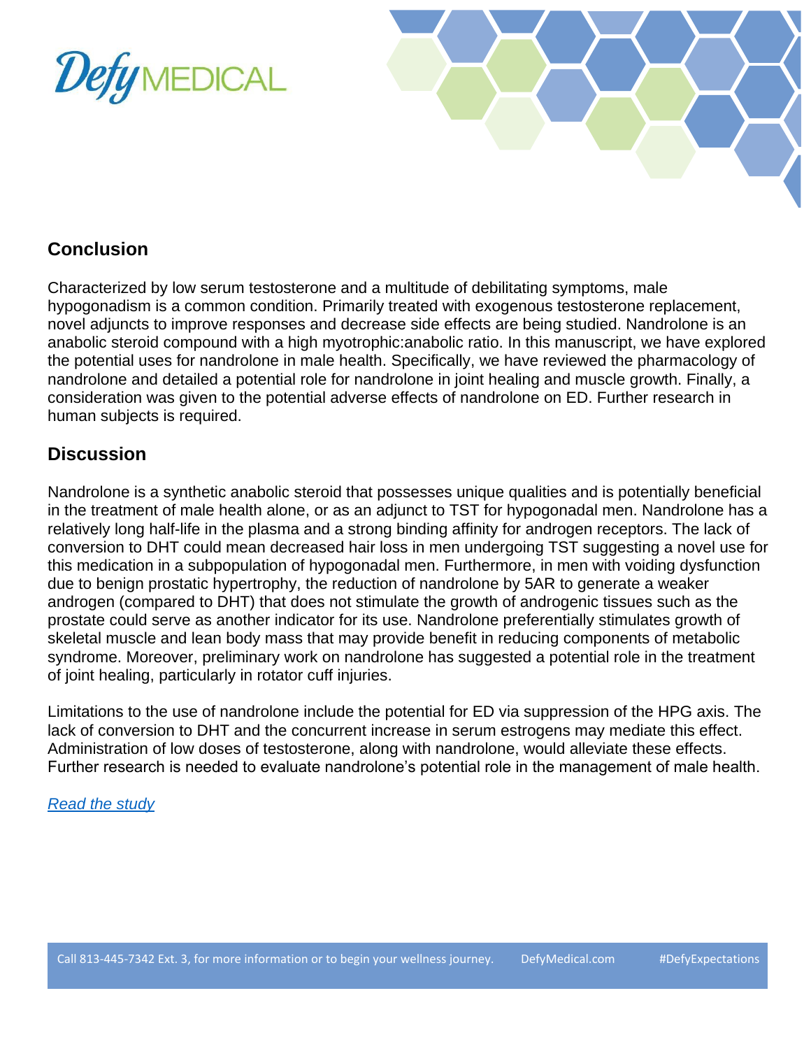## Conclusion

Characterized by low serum testosterone and a multitude of debilitating symptoms, male hypogonadism is a common condition. Primarily treated with exogenous testosterone replacement, novel adjuncts to improve responses and decrease side effects are being studied. Nandrolone is an anabolic steroid compound with a high myotrophic:anabolic ratio. In this manuscript, we have explored the potential uses for nandrolone in male health. Specifically, we have reviewed the pharmacology of nandrolone and detailed a potential role for nandrolone in joint healing and muscle growth. Finally, a consideration was given to the potential adverse effects of nandrolone on ED. Further research in human subjects is required.

## Discussion

Nandrolone is a synthetic anabolic steroid that possesses unique qualities and is potentially beneficial in the treatment of male health alone, or as an adjunct to TST for hypogonadal men. Nandrolone has a relatively long half-life in the plasma and a strong binding affinity for androgen receptors. The lack of conversion to DHT could mean decreased hair loss in men undergoing TST suggesting a novel use for this medication in a subpopulation of hypogonadal men. Furthermore, in men with voiding dysfunction due to benign prostatic hypertrophy, the reduction of nandrolone by 5AR to generate a weaker androgen (compared to DHT) that does not stimulate the growth of androgenic tissues such as the prostate could serve as another indicator for its use. Nandrolone preferentially stimulates growth of skeletal muscle and lean body mass that may provide benefit in reducing components of metabolic syndrome. Moreover, preliminary work on nandrolone has suggested a potential role in the treatment of joint healing, particularly in rotator cuff injuries.

Limitations to the use of nandrolone include the potential for ED via suppression of the HPG axis. The lack of conversion to DHT and the concurrent increase in serum estrogens may mediate this effect. Administration of low doses of testosterone, along with nandrolone, would alleviate these effects. Further research is needed to evaluate nandrolone's potential role in the management of male health.

*Read the study*